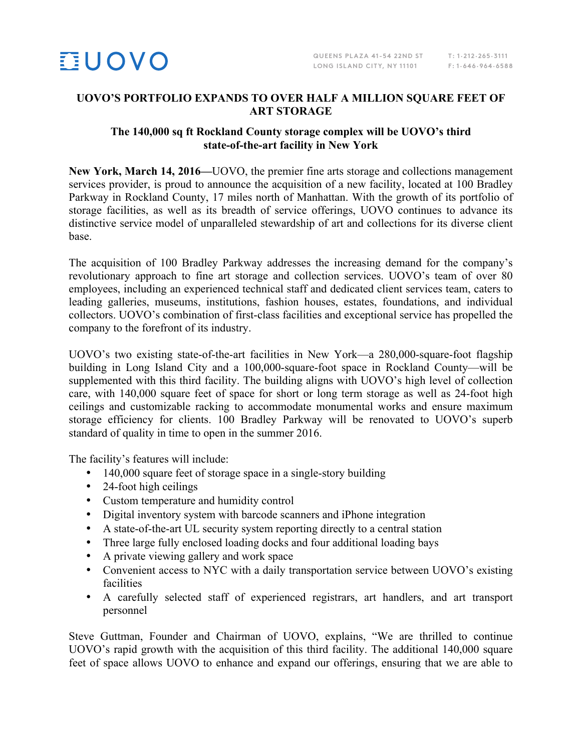UOVO

QUEENS PLAZA 41-54 22ND ST
LONG ISLAND CITY, NY 11101

T: 1·212·265·3111
F: 1·646·964·6588

# UOVO'S PORTFOLIO EXPANDS TO OVER HALF A MILLION SQUARE FEET OF ART STORAGE

## The 140,000 sq ft Rockland County storage complex will be UOVO's third state-of-the-art facility in New York

**New York, March 14, 2016—**UOVO, the premier fine arts storage and collections management services provider, is proud to announce the acquisition of a new facility, located at 100 Bradley Parkway in Rockland County, 17 miles north of Manhattan. With the growth of its portfolio of storage facilities, as well as its breadth of service offerings, UOVO continues to advance its distinctive service model of unparalleled stewardship of art and collections for its diverse client base.

The acquisition of 100 Bradley Parkway addresses the increasing demand for the company's revolutionary approach to fine art storage and collection services. UOVO's team of over 80 employees, including an experienced technical staff and dedicated client services team, caters to leading galleries, museums, institutions, fashion houses, estates, foundations, and individual collectors. UOVO's combination of first-class facilities and exceptional service has propelled the company to the forefront of its industry.

UOVO's two existing state-of-the-art facilities in New York—a 280,000-square-foot flagship building in Long Island City and a 100,000-square-foot space in Rockland County—will be supplemented with this third facility. The building aligns with UOVO's high level of collection care, with 140,000 square feet of space for short or long term storage as well as 24-foot high ceilings and customizable racking to accommodate monumental works and ensure maximum storage efficiency for clients. 100 Bradley Parkway will be renovated to UOVO's superb standard of quality in time to open in the summer 2016.

The facility's features will include:

- 140,000 square feet of storage space in a single-story building
- 24-foot high ceilings
- Custom temperature and humidity control
- Digital inventory system with barcode scanners and iPhone integration
- A state-of-the-art UL security system reporting directly to a central station
- Three large fully enclosed loading docks and four additional loading bays
- A private viewing gallery and work space
- Convenient access to NYC with a daily transportation service between UOVO's existing facilities
- A carefully selected staff of experienced registrars, art handlers, and art transport personnel

Steve Guttman, Founder and Chairman of UOVO, explains, "We are thrilled to continue UOVO's rapid growth with the acquisition of this third facility. The additional 140,000 square feet of space allows UOVO to enhance and expand our offerings, ensuring that we are able to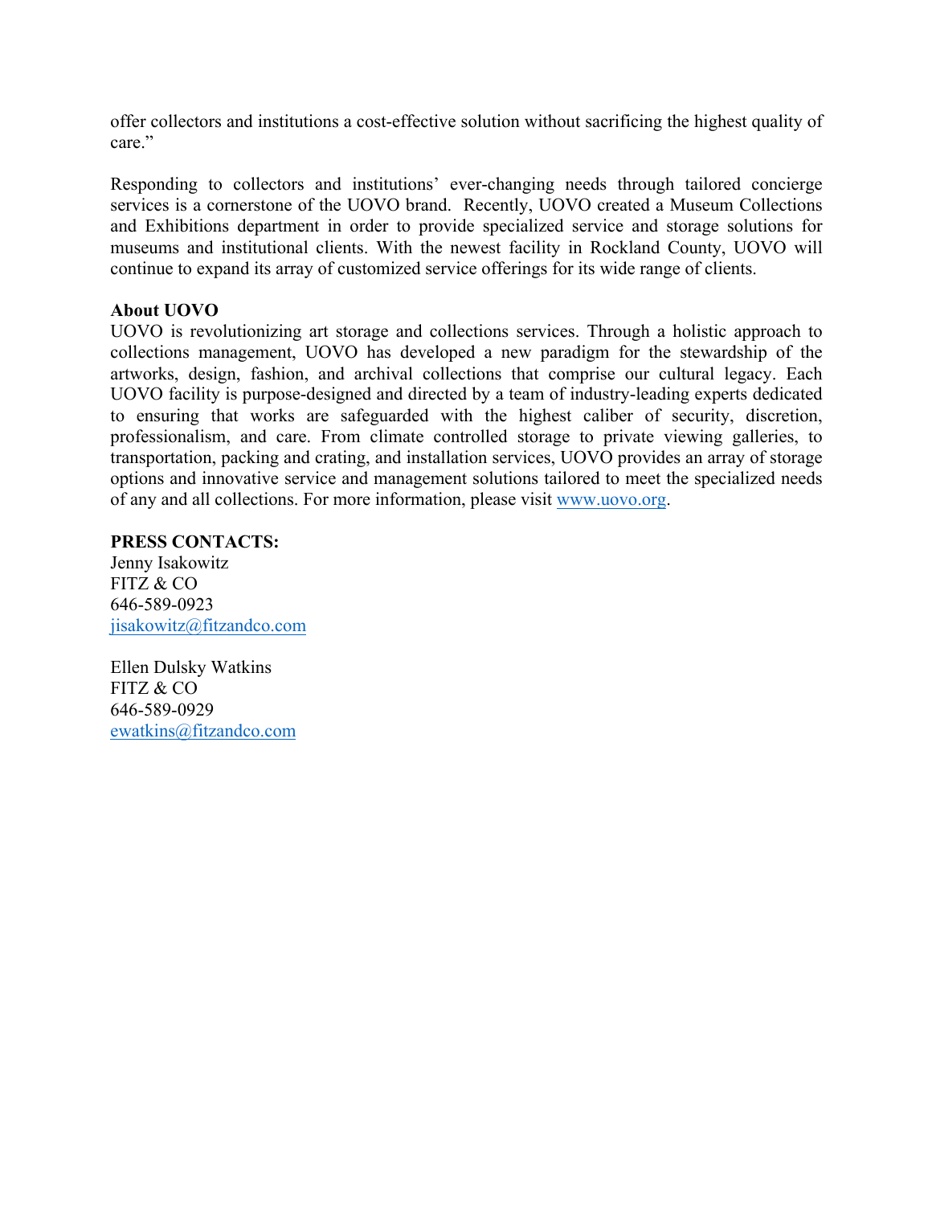offer collectors and institutions a cost-effective solution without sacrificing the highest quality of care."

Responding to collectors and institutions' ever-changing needs through tailored concierge services is a cornerstone of the UOVO brand. Recently, UOVO created a Museum Collections and Exhibitions department in order to provide specialized service and storage solutions for museums and institutional clients. With the newest facility in Rockland County, UOVO will continue to expand its array of customized service offerings for its wide range of clients.

**About UOVO**
UOVO is revolutionizing art storage and collections services. Through a holistic approach to collections management, UOVO has developed a new paradigm for the stewardship of the artworks, design, fashion, and archival collections that comprise our cultural legacy. Each UOVO facility is purpose-designed and directed by a team of industry-leading experts dedicated to ensuring that works are safeguarded with the highest caliber of security, discretion, professionalism, and care. From climate controlled storage to private viewing galleries, to transportation, packing and crating, and installation services, UOVO provides an array of storage options and innovative service and management solutions tailored to meet the specialized needs of any and all collections. For more information, please visit [www.uovo.org](http://www.uovo.org).

**PRESS CONTACTS:**
Jenny Isakowitz
FITZ & CO
646-589-0923
[jisakowitz@fitzandco.com](mailto:jisakowitz@fitzandco.com)

Ellen Dulsky Watkins
FITZ & CO
646-589-0929
[ewatkins@fitzandco.com](mailto:ewatkins@fitzandco.com)